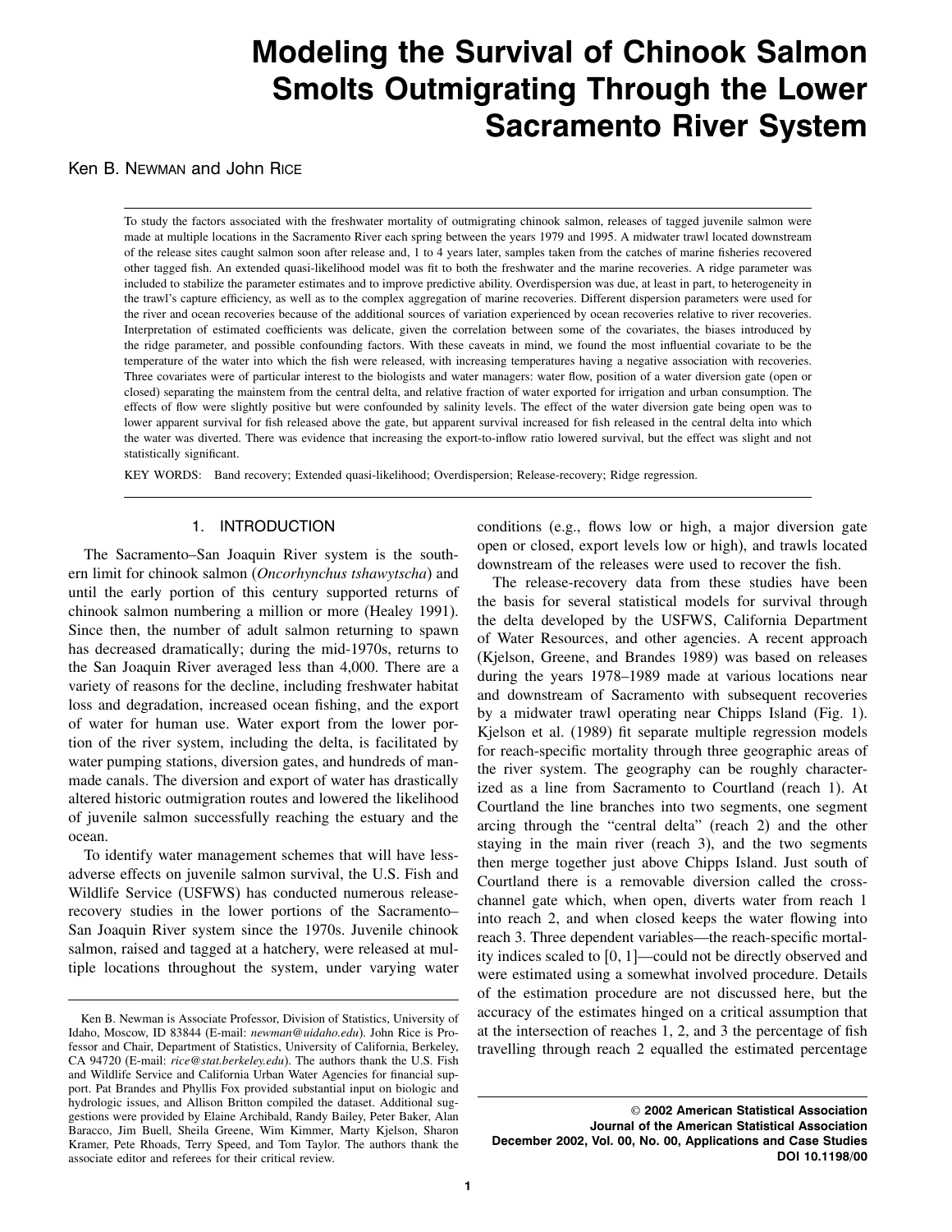// Modeling the Survival of Chinook Salmon Smolts Outmigrating Through the Lower Sacramento River System

Ken B. Newman and John Rice

To study the factors associated with the freshwater mortality of outmigrating chinook salmon, releases of tagged juvenile salmon were made at multiple locations in the Sacramento River each spring between the years 1979 and 1995. A midwater trawl located downstream of the release sites caught salmon soon after release and, 1 to 4 years later, samples taken from the catches of marine fisheries recovered other tagged fish. An extended quasi-likelihood model was fit to both the freshwater and the marine recoveries. A ridge parameter was included to stabilize the parameter estimates and to improve predictive ability. Overdispersion was due, at least in part, to heterogeneity in the trawl's capture efficiency, as well as to the complex aggregation of marine recoveries. Different dispersion parameters were used for the river and ocean recoveries because of the additional sources of variation experienced by ocean recoveries relative to river recoveries. Interpretation of estimated coefficients was delicate, given the correlation between some of the covariates, the biases introduced by the ridge parameter, and possible confounding factors. With these caveats in mind, we found the most influential covariate to be the temperature of the water into which the fish were released, with increasing temperatures having a negative association with recoveries. Three covariates were of particular interest to the biologists and water managers: water flow, position of a water diversion gate (open or closed) separating the mainstem from the central delta, and relative fraction of water exported for irrigation and urban consumption. The effects of flow were slightly positive but were confounded by salinity levels. The effect of the water diversion gate being open was to lower apparent survival for fish released above the gate, but apparent survival increased for fish released in the central delta into which the water was diverted. There was evidence that increasing the export-to-inflow ratio lowered survival, but the effect was slight and not statistically significant.

KEY WORDS: Band recovery; Extended quasi-likelihood; Overdispersion; Release-recovery; Ridge regression.

## 1. INTRODUCTION

The Sacramento–San Joaquin River system is the southern limit for chinook salmon (*Oncorhynchus tshawytscha*) and until the early portion of this century supported returns of chinook salmon numbering a million or more (Healey 1991). Since then, the number of adult salmon returning to spawn has decreased dramatically; during the mid-1970s, returns to the San Joaquin River averaged less than 4,000. There are a variety of reasons for the decline, including freshwater habitat loss and degradation, increased ocean fishing, and the export of water for human use. Water export from the lower portion of the river system, including the delta, is facilitated by water pumping stations, diversion gates, and hundreds of manmade canals. The diversion and export of water has drastically altered historic outmigration routes and lowered the likelihood of juvenile salmon successfully reaching the estuary and the ocean.

To identify water management schemes that will have less-adverse effects on juvenile salmon survival, the U.S. Fish and Wildlife Service (USFWS) has conducted numerous release-recovery studies in the lower portions of the Sacramento–San Joaquin River system since the 1970s. Juvenile chinook salmon, raised and tagged at a hatchery, were released at multiple locations throughout the system, under varying water conditions (e.g., flows low or high, a major diversion gate open or closed, export levels low or high), and trawls located downstream of the releases were used to recover the fish.

The release-recovery data from these studies have been the basis for several statistical models for survival through the delta developed by the USFWS, California Department of Water Resources, and other agencies. A recent approach (Kjelson, Greene, and Brandes 1989) was based on releases during the years 1978–1989 made at various locations near and downstream of Sacramento with subsequent recoveries by a midwater trawl operating near Chipps Island (Fig. 1). Kjelson et al. (1989) fit separate multiple regression models for reach-specific mortality through three geographic areas of the river system. The geography can be roughly characterized as a line from Sacramento to Courtland (reach 1). At Courtland the line branches into two segments, one segment arcing through the "central delta" (reach 2) and the other staying in the main river (reach 3), and the two segments then merge together just above Chipps Island. Just south of Courtland there is a removable diversion called the cross-channel gate which, when open, diverts water from reach 1 into reach 2, and when closed keeps the water flowing into reach 3. Three dependent variables—the reach-specific mortality indices scaled to [0, 1]—could not be directly observed and were estimated using a somewhat involved procedure. Details of the estimation procedure are not discussed here, but the accuracy of the estimates hinged on a critical assumption that at the intersection of reaches 1, 2, and 3 the percentage of fish travelling through reach 2 equalled the estimated percentage

Ken B. Newman is Associate Professor, Division of Statistics, University of Idaho, Moscow, ID 83844 (E-mail: *newman@uidaho.edu*). John Rice is Professor and Chair, Department of Statistics, University of California, Berkeley, CA 94720 (E-mail: *rice@stat.berkeley.edu*). The authors thank the U.S. Fish and Wildlife Service and California Urban Water Agencies for financial support. Pat Brandes and Phyllis Fox provided substantial input on biologic and hydrologic issues, and Allison Britton compiled the dataset. Additional suggestions were provided by Elaine Archibald, Randy Bailey, Peter Baker, Alan Baracco, Jim Buell, Sheila Greene, Wim Kimmer, Marty Kjelson, Sharon Kramer, Pete Rhoads, Terry Speed, and Tom Taylor. The authors thank the associate editor and referees for their critical review.

© 2002 American Statistical Association
Journal of the American Statistical Association
December 2002, Vol. 00, No. 00, Applications and Case Studies
DOI 10.1198/00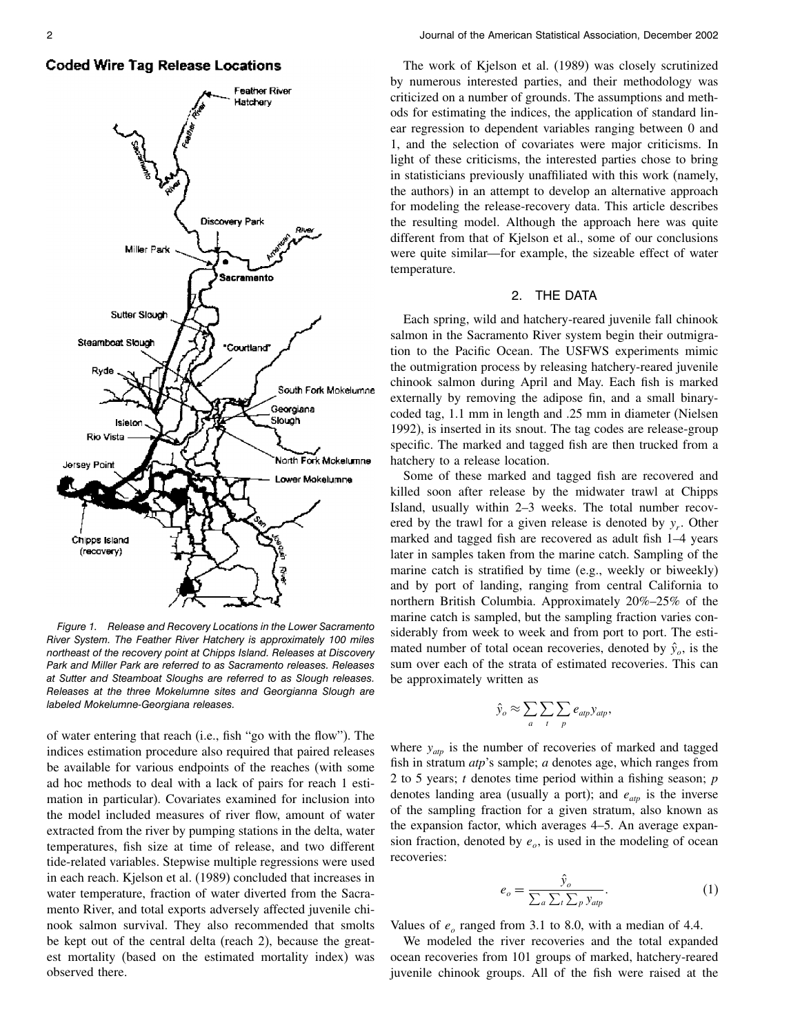**Coded Wire Tag Release Locations**

*Figure 1. Release and Recovery Locations in the Lower Sacramento River System. The Feather River Hatchery is approximately 100 miles northeast of the recovery point at Chipps Island. Releases at Discovery Park and Miller Park are referred to as Sacramento releases. Releases at Sutter and Steamboat Sloughs are referred to as Slough releases. Releases at the three Mokelumne sites and Georgianna Slough are labeled Mokelumne-Georgiana releases.*

of water entering that reach (i.e., fish "go with the flow"). The indices estimation procedure also required that paired releases be available for various endpoints of the reaches (with some ad hoc methods to deal with a lack of pairs for reach 1 estimation in particular). Covariates examined for inclusion into the model included measures of river flow, amount of water extracted from the river by pumping stations in the delta, water temperatures, fish size at time of release, and two different tide-related variables. Stepwise multiple regressions were used in each reach. Kjelson et al. (1989) concluded that increases in water temperature, fraction of water diverted from the Sacramento River, and total exports adversely affected juvenile chinook salmon survival. They also recommended that smolts be kept out of the central delta (reach 2), because the greatest mortality (based on the estimated mortality index) was observed there.

The work of Kjelson et al. (1989) was closely scrutinized by numerous interested parties, and their methodology was criticized on a number of grounds. The assumptions and methods for estimating the indices, the application of standard linear regression to dependent variables ranging between 0 and 1, and the selection of covariates were major criticisms. In light of these criticisms, the interested parties chose to bring in statisticians previously unaffiliated with this work (namely, the authors) in an attempt to develop an alternative approach for modeling the release-recovery data. This article describes the resulting model. Although the approach here was quite different from that of Kjelson et al., some of our conclusions were quite similar—for example, the sizeable effect of water temperature.

## 2. THE DATA

Each spring, wild and hatchery-reared juvenile fall chinook salmon in the Sacramento River system begin their outmigration to the Pacific Ocean. The USFWS experiments mimic the outmigration process by releasing hatchery-reared juvenile chinook salmon during April and May. Each fish is marked externally by removing the adipose fin, and a small binary-coded tag, 1.1 mm in length and .25 mm in diameter (Nielsen 1992), is inserted in its snout. The tag codes are release-group specific. The marked and tagged fish are then trucked from a hatchery to a release location.

Some of these marked and tagged fish are recovered and killed soon after release by the midwater trawl at Chipps Island, usually within 2–3 weeks. The total number recovered by the trawl for a given release is denoted by $y_r$. Other marked and tagged fish are recovered as adult fish 1–4 years later in samples taken from the marine catch. Sampling of the marine catch is stratified by time (e.g., weekly or biweekly) and by port of landing, ranging from central California to northern British Columbia. Approximately 20%–25% of the marine catch is sampled, but the sampling fraction varies considerably from week to week and from port to port. The estimated number of total ocean recoveries, denoted by $\hat{y}_o$, is the sum over each of the strata of estimated recoveries. This can be approximately written as

$$\hat{y}_o \approx \sum_a \sum_t \sum_p e_{atp} y_{atp},$$

where $y_{atp}$ is the number of recoveries of marked and tagged fish in stratum $atp$'s sample; $a$ denotes age, which ranges from 2 to 5 years; $t$ denotes time period within a fishing season; $p$ denotes landing area (usually a port); and $e_{atp}$ is the inverse of the sampling fraction for a given stratum, also known as the expansion factor, which averages 4–5. An average expansion fraction, denoted by $e_o$, is used in the modeling of ocean recoveries:

$$e_o = \frac{\hat{y}_o}{\sum_a \sum_t \sum_p y_{atp}}. \tag{1}$$

Values of $e_o$ ranged from 3.1 to 8.0, with a median of 4.4.

We modeled the river recoveries and the total expanded ocean recoveries from 101 groups of marked, hatchery-reared juvenile chinook groups. All of the fish were raised at the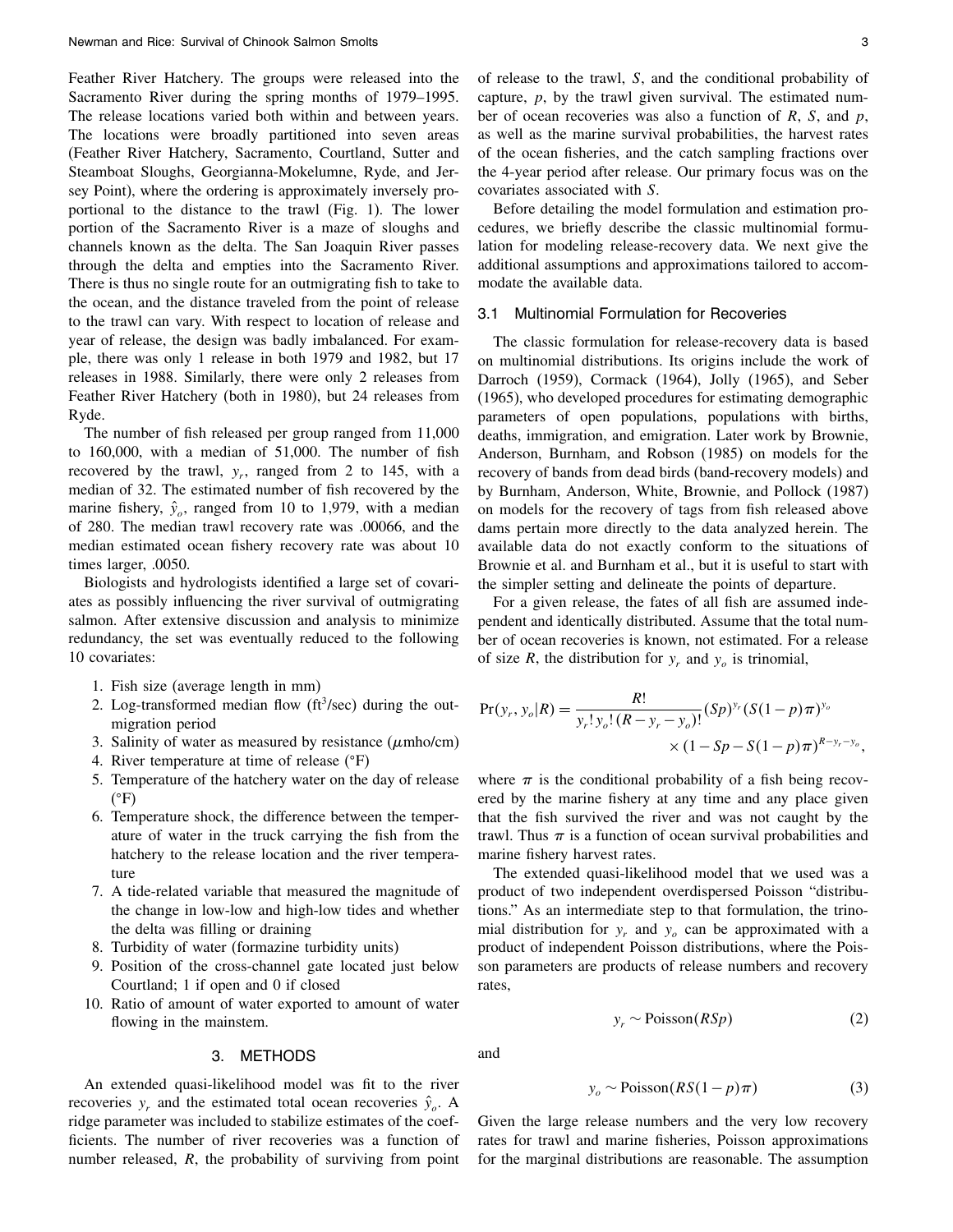Feather River Hatchery. The groups were released into the Sacramento River during the spring months of 1979–1995. The release locations varied both within and between years. The locations were broadly partitioned into seven areas (Feather River Hatchery, Sacramento, Courtland, Sutter and Steamboat Sloughs, Georgianna-Mokelumne, Ryde, and Jersey Point), where the ordering is approximately inversely proportional to the distance to the trawl (Fig. 1). The lower portion of the Sacramento River is a maze of sloughs and channels known as the delta. The San Joaquin River passes through the delta and empties into the Sacramento River. There is thus no single route for an outmigrating fish to take to the ocean, and the distance traveled from the point of release to the trawl can vary. With respect to location of release and year of release, the design was badly imbalanced. For example, there was only 1 release in both 1979 and 1982, but 17 releases in 1988. Similarly, there were only 2 releases from Feather River Hatchery (both in 1980), but 24 releases from Ryde.

The number of fish released per group ranged from 11,000 to 160,000, with a median of 51,000. The number of fish recovered by the trawl, $y_r$, ranged from 2 to 145, with a median of 32. The estimated number of fish recovered by the marine fishery, $\hat{y}_o$, ranged from 10 to 1,979, with a median of 280. The median trawl recovery rate was .00066, and the median estimated ocean fishery recovery rate was about 10 times larger, .0050.

Biologists and hydrologists identified a large set of covariates as possibly influencing the river survival of outmigrating salmon. After extensive discussion and analysis to minimize redundancy, the set was eventually reduced to the following 10 covariates:

1. Fish size (average length in mm)
2. Log-transformed median flow (ft$^3$/sec) during the outmigration period
3. Salinity of water as measured by resistance ($\mu$mho/cm)
4. River temperature at time of release (°F)
5. Temperature of the hatchery water on the day of release (°F)
6. Temperature shock, the difference between the temperature of water in the truck carrying the fish from the hatchery to the release location and the river temperature
7. A tide-related variable that measured the magnitude of the change in low-low and high-low tides and whether the delta was filling or draining
8. Turbidity of water (formazine turbidity units)
9. Position of the cross-channel gate located just below Courtland; 1 if open and 0 if closed
10. Ratio of amount of water exported to amount of water flowing in the mainstem.

## 3. METHODS

An extended quasi-likelihood model was fit to the river recoveries $y_r$ and the estimated total ocean recoveries $\hat{y}_o$. A ridge parameter was included to stabilize estimates of the coefficients. The number of river recoveries was a function of number released, $R$, the probability of surviving from point of release to the trawl, $S$, and the conditional probability of capture, $p$, by the trawl given survival. The estimated number of ocean recoveries was also a function of $R$, $S$, and $p$, as well as the marine survival probabilities, the harvest rates of the ocean fisheries, and the catch sampling fractions over the 4-year period after release. Our primary focus was on the covariates associated with $S$.

Before detailing the model formulation and estimation procedures, we briefly describe the classic multinomial formulation for modeling release-recovery data. We next give the additional assumptions and approximations tailored to accommodate the available data.

### 3.1 Multinomial Formulation for Recoveries

The classic formulation for release-recovery data is based on multinomial distributions. Its origins include the work of Darroch (1959), Cormack (1964), Jolly (1965), and Seber (1965), who developed procedures for estimating demographic parameters of open populations, populations with births, deaths, immigration, and emigration. Later work by Brownie, Anderson, Burnham, and Robson (1985) on models for the recovery of bands from dead birds (band-recovery models) and by Burnham, Anderson, White, Brownie, and Pollock (1987) on models for the recovery of tags from fish released above dams pertain more directly to the data analyzed herein. The available data do not exactly conform to the situations of Brownie et al. and Burnham et al., but it is useful to start with the simpler setting and delineate the points of departure.

For a given release, the fates of all fish are assumed independent and identically distributed. Assume that the total number of ocean recoveries is known, not estimated. For a release of size $R$, the distribution for $y_r$ and $y_o$ is trinomial,

$$\Pr(y_r, y_o|R) = \frac{R!}{y_r!\,y_o!\,(R-y_r-y_o)!}(Sp)^{y_r}(S(1-p)\pi)^{y_o} \times (1-Sp-S(1-p)\pi)^{R-y_r-y_o},$$

where $\pi$ is the conditional probability of a fish being recovered by the marine fishery at any time and any place given that the fish survived the river and was not caught by the trawl. Thus $\pi$ is a function of ocean survival probabilities and marine fishery harvest rates.

The extended quasi-likelihood model that we used was a product of two independent overdispersed Poisson "distributions." As an intermediate step to that formulation, the trinomial distribution for $y_r$ and $y_o$ can be approximated with a product of independent Poisson distributions, where the Poisson parameters are products of release numbers and recovery rates,

$$y_r \sim \text{Poisson}(RSp) \tag{2}$$

and

$$y_o \sim \text{Poisson}(RS(1-p)\pi) \tag{3}$$

Given the large release numbers and the very low recovery rates for trawl and marine fisheries, Poisson approximations for the marginal distributions are reasonable. The assumption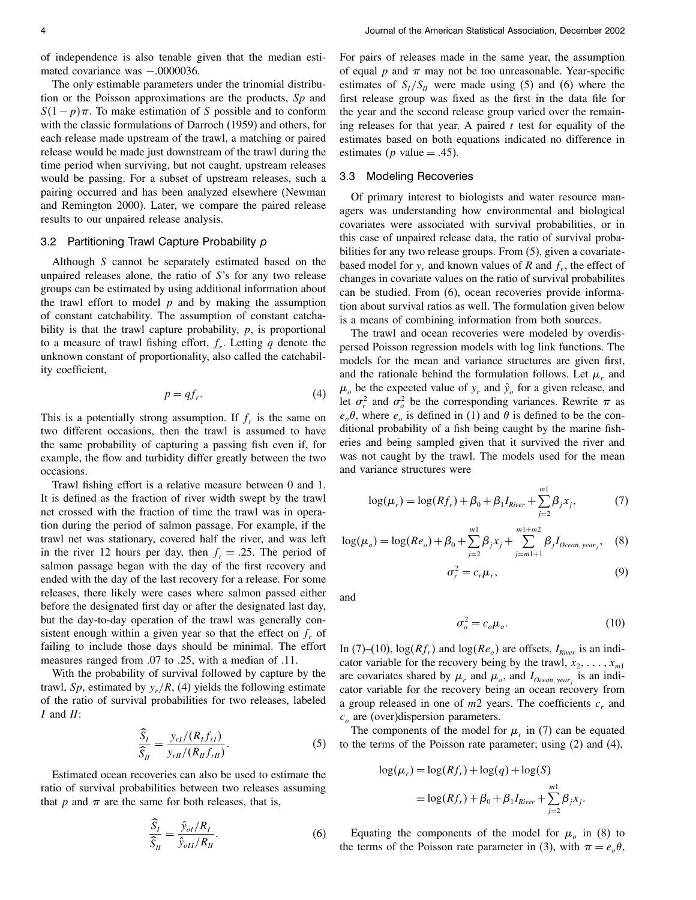of independence is also tenable given that the median estimated covariance was $-.0000036$.

The only estimable parameters under the trinomial distribution or the Poisson approximations are the products, $Sp$ and $S(1-p)\pi$. To make estimation of $S$ possible and to conform with the classic formulations of Darroch (1959) and others, for each release made upstream of the trawl, a matching or paired release would be made just downstream of the trawl during the time period when surviving, but not caught, upstream releases would be passing. For a subset of upstream releases, such a pairing occurred and has been analyzed elsewhere (Newman and Remington 2000). Later, we compare the paired release results to our unpaired release analysis.

### 3.2 Partitioning Trawl Capture Probability $p$

Although $S$ cannot be separately estimated based on the unpaired releases alone, the ratio of $S$'s for any two release groups can be estimated by using additional information about the trawl effort to model $p$ and by making the assumption of constant catchability. The assumption of constant catchability is that the trawl capture probability, $p$, is proportional to a measure of trawl fishing effort, $f_r$. Letting $q$ denote the unknown constant of proportionality, also called the catchability coefficient,

$$p = qf_r. \tag{4}$$

This is a potentially strong assumption. If $f_r$ is the same on two different occasions, then the trawl is assumed to have the same probability of capturing a passing fish even if, for example, the flow and turbidity differ greatly between the two occasions.

Trawl fishing effort is a relative measure between 0 and 1. It is defined as the fraction of river width swept by the trawl net crossed with the fraction of time the trawl was in operation during the period of salmon passage. For example, if the trawl net was stationary, covered half the river, and was left in the river 12 hours per day, then $f_r = .25$. The period of salmon passage began with the day of the first recovery and ended with the day of the last recovery for a release. For some releases, there likely were cases where salmon passed either before the designated first day or after the designated last day, but the day-to-day operation of the trawl was generally consistent enough within a given year so that the effect on $f_r$ of failing to include those days should be minimal. The effort measures ranged from .07 to .25, with a median of .11.

With the probability of survival followed by capture by the trawl, $Sp$, estimated by $y_r/R$, (4) yields the following estimate of the ratio of survival probabilities for two releases, labeled $I$ and $II$:

$$\frac{\widehat{S}_I}{\widehat{S}_{II}} = \frac{y_{rI}/(R_I f_{rI})}{y_{rII}/(R_{II} f_{rII})}. \tag{5}$$

Estimated ocean recoveries can also be used to estimate the ratio of survival probabilities between two releases assuming that $p$ and $\pi$ are the same for both releases, that is,

$$\frac{\widehat{S}_I}{\widehat{S}_{II}} = \frac{\hat{y}_{oI}/R_I}{\hat{y}_{oII}/R_{II}}. \tag{6}$$

For pairs of releases made in the same year, the assumption of equal $p$ and $\pi$ may not be too unreasonable. Year-specific estimates of $S_I/S_{II}$ were made using (5) and (6) where the first release group was fixed as the first in the data file for the year and the second release group varied over the remaining releases for that year. A paired $t$ test for equality of the estimates based on both equations indicated no difference in estimates ($p$ value $= .45$).

### 3.3 Modeling Recoveries

Of primary interest to biologists and water resource managers was understanding how environmental and biological covariates were associated with survival probabilities, or in this case of unpaired release data, the ratio of survival probabilities for any two release groups. From (5), given a covariate-based model for $y_r$ and known values of $R$ and $f_r$, the effect of changes in covariate values on the ratio of survival probabilites can be studied. From (6), ocean recoveries provide information about survival ratios as well. The formulation given below is a means of combining information from both sources.

The trawl and ocean recoveries were modeled by overdispersed Poisson regression models with log link functions. The models for the mean and variance structures are given first, and the rationale behind the formulation follows. Let $\mu_r$ and $\mu_o$ be the expected value of $y_r$ and $\hat{y}_o$ for a given release, and let $\sigma_r^2$ and $\sigma_o^2$ be the corresponding variances. Rewrite $\pi$ as $e_o\theta$, where $e_o$ is defined in (1) and $\theta$ is defined to be the conditional probability of a fish being caught by the marine fisheries and being sampled given that it survived the river and was not caught by the trawl. The models used for the mean and variance structures were

$$\log(\mu_r) = \log(Rf_r) + \beta_0 + \beta_1 I_{River} + \sum_{j=2}^{m1} \beta_j x_j, \tag{7}$$

$$\log(\mu_o) = \log(Re_o) + \beta_0 + \sum_{j=2}^{m1} \beta_j x_j + \sum_{j=m1+1}^{m1+m2} \beta_j I_{Ocean,\, year_j}, \tag{8}$$

$$\sigma_r^2 = c_r \mu_r, \tag{9}$$

and

$$\sigma_o^2 = c_o \mu_o. \tag{10}$$

In (7)–(10), $\log(Rf_r)$ and $\log(Re_o)$ are offsets, $I_{River}$ is an indicator variable for the recovery being by the trawl, $x_2, \ldots, x_{m1}$ are covariates shared by $\mu_r$ and $\mu_o$, and $I_{Ocean,\, year_j}$ is an indicator variable for the recovery being an ocean recovery from a group released in one of $m2$ years. The coefficients $c_r$ and $c_o$ are (over)dispersion parameters.

The components of the model for $\mu_r$ in (7) can be equated to the terms of the Poisson rate parameter; using (2) and (4),

$$\begin{aligned}\log(\mu_r) &= \log(Rf_r) + \log(q) + \log(S) \\ &\equiv \log(Rf_r) + \beta_0 + \beta_1 I_{River} + \sum_{j=2}^{m1} \beta_j x_j.\end{aligned}$$

Equating the components of the model for $\mu_o$ in (8) to the terms of the Poisson rate parameter in (3), with $\pi = e_o\theta$,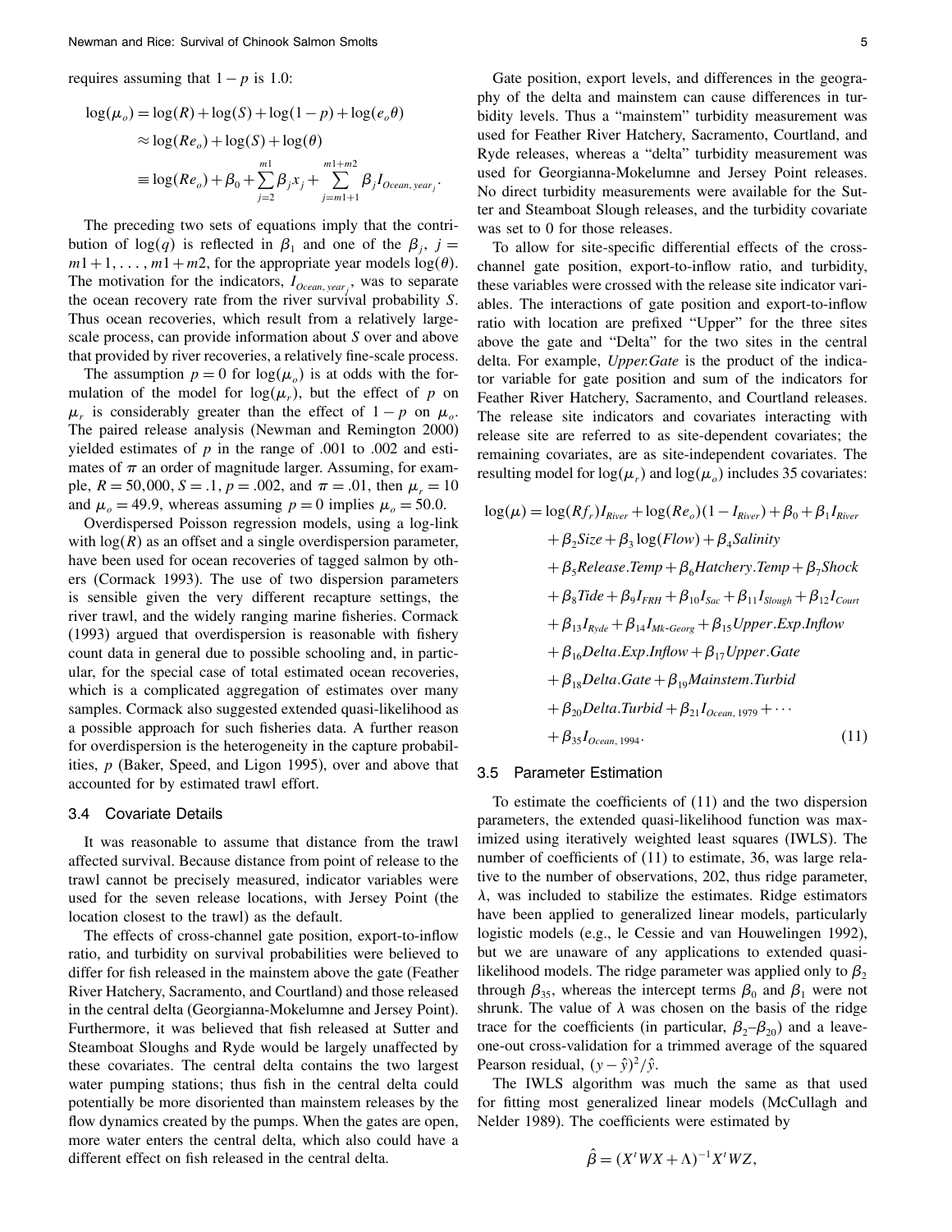requires assuming that $1-p$ is 1.0:

$$
\begin{aligned}
\log(\mu_o) &= \log(R) + \log(S) + \log(1-p) + \log(e_o\theta) \\
&\approx \log(Re_o) + \log(S) + \log(\theta) \\
&\equiv \log(Re_o) + \beta_0 + \sum_{j=2}^{m1} \beta_j x_j + \sum_{j=m1+1}^{m1+m2} \beta_j I_{Ocean,\,year_j}.
\end{aligned}
$$

The preceding two sets of equations imply that the contribution of $\log(q)$ is reflected in $\beta_1$ and one of the $\beta_j$, $j = m1+1, \ldots, m1+m2$, for the appropriate year models $\log(\theta)$. The motivation for the indicators, $I_{Ocean,\,year_j}$, was to separate the ocean recovery rate from the river survival probability $S$. Thus ocean recoveries, which result from a relatively large-scale process, can provide information about $S$ over and above that provided by river recoveries, a relatively fine-scale process.

The assumption $p = 0$ for $\log(\mu_o)$ is at odds with the formulation of the model for $\log(\mu_r)$, but the effect of $p$ on $\mu_r$ is considerably greater than the effect of $1-p$ on $\mu_o$. The paired release analysis (Newman and Remington 2000) yielded estimates of $p$ in the range of .001 to .002 and estimates of $\pi$ an order of magnitude larger. Assuming, for example, $R = 50{,}000$, $S = .1$, $p = .002$, and $\pi = .01$, then $\mu_r = 10$ and $\mu_o = 49.9$, whereas assuming $p = 0$ implies $\mu_o = 50.0$.

Overdispersed Poisson regression models, using a log-link with $\log(R)$ as an offset and a single overdispersion parameter, have been used for ocean recoveries of tagged salmon by others (Cormack 1993). The use of two dispersion parameters is sensible given the very different recapture settings, the river trawl, and the widely ranging marine fisheries. Cormack (1993) argued that overdispersion is reasonable with fishery count data in general due to possible schooling and, in particular, for the special case of total estimated ocean recoveries, which is a complicated aggregation of estimates over many samples. Cormack also suggested extended quasi-likelihood as a possible approach for such fisheries data. A further reason for overdispersion is the heterogeneity in the capture probabilities, $p$ (Baker, Speed, and Ligon 1995), over and above that accounted for by estimated trawl effort.

### 3.4 Covariate Details

It was reasonable to assume that distance from the trawl affected survival. Because distance from point of release to the trawl cannot be precisely measured, indicator variables were used for the seven release locations, with Jersey Point (the location closest to the trawl) as the default.

The effects of cross-channel gate position, export-to-inflow ratio, and turbidity on survival probabilities were believed to differ for fish released in the mainstem above the gate (Feather River Hatchery, Sacramento, and Courtland) and those released in the central delta (Georgianna-Mokelumne and Jersey Point). Furthermore, it was believed that fish released at Sutter and Steamboat Sloughs and Ryde would be largely unaffected by these covariates. The central delta contains the two largest water pumping stations; thus fish in the central delta could potentially be more disoriented than mainstem releases by the flow dynamics created by the pumps. When the gates are open, more water enters the central delta, which also could have a different effect on fish released in the central delta.

Gate position, export levels, and differences in the geography of the delta and mainstem can cause differences in turbidity levels. Thus a "mainstem" turbidity measurement was used for Feather River Hatchery, Sacramento, Courtland, and Ryde releases, whereas a "delta" turbidity measurement was used for Georgianna-Mokelumne and Jersey Point releases. No direct turbidity measurements were available for the Sutter and Steamboat Slough releases, and the turbidity covariate was set to 0 for those releases.

To allow for site-specific differential effects of the cross-channel gate position, export-to-inflow ratio, and turbidity, these variables were crossed with the release site indicator variables. The interactions of gate position and export-to-inflow ratio with location are prefixed "Upper" for the three sites above the gate and "Delta" for the two sites in the central delta. For example, *Upper.Gate* is the product of the indicator variable for gate position and sum of the indicators for Feather River Hatchery, Sacramento, and Courtland releases. The release site indicators and covariates interacting with release site are referred to as site-dependent covariates; the remaining covariates, are as site-independent covariates. The resulting model for $\log(\mu_r)$ and $\log(\mu_o)$ includes 35 covariates:

$$
\begin{aligned}
\log(\mu) = {} & \log(Rf_r)I_{River} + \log(Re_o)(1 - I_{River}) + \beta_0 + \beta_1 I_{River} \\
& + \beta_2 Size + \beta_3 \log(Flow) + \beta_4 Salinity \\
& + \beta_5 Release.Temp + \beta_6 Hatchery.Temp + \beta_7 Shock \\
& + \beta_8 Tide + \beta_9 I_{FRH} + \beta_{10} I_{Sac} + \beta_{11} I_{Slough} + \beta_{12} I_{Court} \\
& + \beta_{13} I_{Ryde} + \beta_{14} I_{Mk\text{-}Georg} + \beta_{15} Upper.Exp.Inflow \\
& + \beta_{16} Delta.Exp.Inflow + \beta_{17} Upper.Gate \\
& + \beta_{18} Delta.Gate + \beta_{19} Mainstem.Turbid \\
& + \beta_{20} Delta.Turbid + \beta_{21} I_{Ocean,\,1979} + \cdots \\
& + \beta_{35} I_{Ocean,\,1994}.
\end{aligned}
\tag{11}
$$

### 3.5 Parameter Estimation

To estimate the coefficients of (11) and the two dispersion parameters, the extended quasi-likelihood function was maximized using iteratively weighted least squares (IWLS). The number of coefficients of (11) to estimate, 36, was large relative to the number of observations, 202, thus ridge parameter, $\lambda$, was included to stabilize the estimates. Ridge estimators have been applied to generalized linear models, particularly logistic models (e.g., le Cessie and van Houwelingen 1992), but we are unaware of any applications to extended quasi-likelihood models. The ridge parameter was applied only to $\beta_2$ through $\beta_{35}$, whereas the intercept terms $\beta_0$ and $\beta_1$ were not shrunk. The value of $\lambda$ was chosen on the basis of the ridge trace for the coefficients (in particular, $\beta_2$–$\beta_{20}$) and a leave-one-out cross-validation for a trimmed average of the squared Pearson residual, $(y-\hat{y})^2/\hat{y}$.

The IWLS algorithm was much the same as that used for fitting most generalized linear models (McCullagh and Nelder 1989). The coefficients were estimated by

$$
\hat{\beta} = (X^t W X + \Lambda)^{-1} X^t W Z,
$$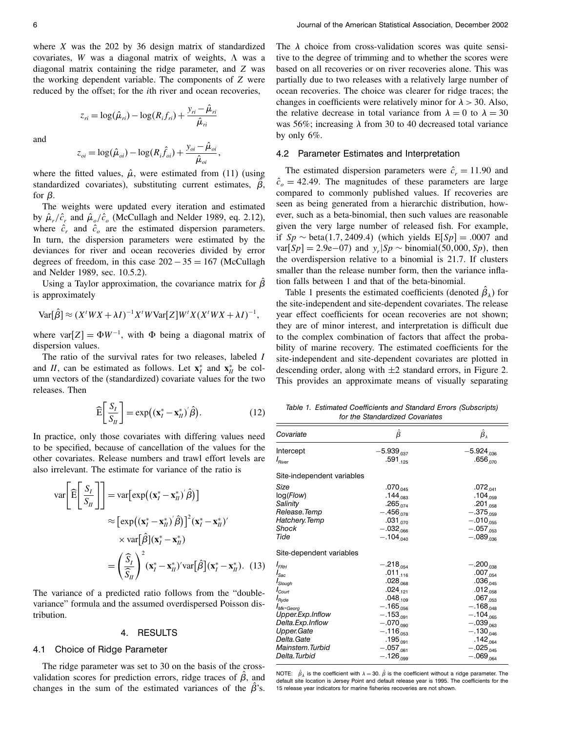where $X$ was the 202 by 36 design matrix of standardized covariates, $W$ was a diagonal matrix of weights, $\Lambda$ was a diagonal matrix containing the ridge parameter, and $Z$ was the working dependent variable. The components of $Z$ were reduced by the offset; for the $i$th river and ocean recoveries,

$$z_{ri} = \log(\hat{\mu}_{ri}) - \log(R_i f_{ri}) + \frac{y_{ri} - \hat{\mu}_{ri}}{\hat{\mu}_{ri}}$$

and

$$z_{oi} = \log(\hat{\mu}_{oi}) - \log(R_i \hat{f}_{oi}) + \frac{y_{oi} - \hat{\mu}_{oi}}{\hat{\mu}_{oi}},$$

where the fitted values, $\hat{\mu}$, were estimated from (11) (using standardized covariates), substituting current estimates, $\hat{\beta}$, for $\beta$.

The weights were updated every iteration and estimated by $\hat{\mu}_r/\hat{c}_r$ and $\hat{\mu}_o/\hat{c}_o$ (McCullagh and Nelder 1989, eq. 2.12), where $\hat{c}_r$ and $\hat{c}_o$ are the estimated dispersion parameters. In turn, the dispersion parameters were estimated by the deviances for river and ocean recoveries divided by error degrees of freedom, in this case $202 - 35 = 167$ (McCullagh and Nelder 1989, sec. 10.5.2).

Using a Taylor approximation, the covariance matrix for $\hat{\beta}$ is approximately

$$\text{Var}[\hat{\beta}] \approx (X'WX + \lambda I)^{-1} X'W\text{Var}[Z]W'X(X'WX + \lambda I)^{-1},$$

where $\text{var}[Z] = \Phi W^{-1}$, with $\Phi$ being a diagonal matrix of dispersion values.

The ratio of the survival rates for two releases, labeled $I$ and $II$, can be estimated as follows. Let $\mathbf{x}_I^*$ and $\mathbf{x}_{II}^*$ be column vectors of the (standardized) covariate values for the two releases. Then

$$\widehat{\text{E}}\left[\frac{S_I}{S_{II}}\right] = \exp\big((\mathbf{x}_I^* - \mathbf{x}_{II}^*)'\hat{\beta}\big). \tag{12}$$

In practice, only those covariates with differing values need to be specified, because of cancellation of the values for the other covariates. Release numbers and trawl effort levels are also irrelevant. The estimate for variance of the ratio is

$$\begin{aligned}
\text{var}\left[\widehat{\text{E}}\left[\frac{S_I}{S_{II}}\right]\right] &= \text{var}\big[\exp\big((\mathbf{x}_I^* - \mathbf{x}_{II}^*)'\hat{\beta}\big)\big] \\
&\approx \big[\exp\big((\mathbf{x}_I^* - \mathbf{x}_{II}^*)'\hat{\beta}\big)\big]^2 (\mathbf{x}_I^* - \mathbf{x}_{II}^*)' \\
&\quad \times \text{var}\big[\hat{\beta}\big](\mathbf{x}_I^* - \mathbf{x}_{II}^*) \\
&= \left(\frac{\widehat{S}_I}{\widehat{S}_{II}}\right)^2 (\mathbf{x}_I^* - \mathbf{x}_{II}^*)'\text{var}\big[\hat{\beta}\big](\mathbf{x}_I^* - \mathbf{x}_{II}^*). \quad (13)
\end{aligned}$$

The variance of a predicted ratio follows from the "double-variance" formula and the assumed overdispersed Poisson distribution.

## 4. RESULTS

### 4.1 Choice of Ridge Parameter

The ridge parameter was set to 30 on the basis of the cross-validation scores for prediction errors, ridge traces of $\hat{\beta}$, and changes in the sum of the estimated variances of the $\hat{\beta}$'s. The $\lambda$ choice from cross-validation scores was quite sensitive to the degree of trimming and to whether the scores were based on all recoveries or on river recoveries alone. This was partially due to two releases with a relatively large number of ocean recoveries. The choice was clearer for ridge traces; the changes in coefficients were relatively minor for $\lambda > 30$. Also, the relative decrease in total variance from $\lambda = 0$ to $\lambda = 30$ was 56%; increasing $\lambda$ from 30 to 40 decreased total variance by only 6%.

### 4.2 Parameter Estimates and Interpretation

The estimated dispersion parameters were $\hat{c}_r = 11.90$ and $\hat{c}_o = 42.49$. The magnitudes of these parameters are large compared to commonly published values. If recoveries are seen as being generated from a hierarchic distribution, however, such as a beta-binomial, then such values are reasonable given the very large number of released fish. For example, if $Sp \sim \text{beta}(1.7, 2409.4)$ (which yields $\text{E}[Sp] = .0007$ and $\text{var}[Sp] = 2.9\text{e}{-07}$) and $y_r|Sp \sim \text{binomial}(50{,}000, Sp)$, then the overdispersion relative to a binomial is 21.7. If clusters smaller than the release number form, then the variance inflation falls between 1 and that of the beta-binomial.

Table 1 presents the estimated coefficients (denoted $\hat{\beta}_\lambda$) for the site-independent and site-dependent covariates. The release year effect coefficients for ocean recoveries are not shown; they are of minor interest, and interpretation is difficult due to the complex combination of factors that affect the probability of marine recovery. The estimated coefficients for the site-independent and site-dependent covariates are plotted in descending order, along with $\pm 2$ standard errors, in Figure 2. This provides an approximate means of visually separating

*Table 1. Estimated Coefficients and Standard Errors (Subscripts) for the Standardized Covariates*

| Covariate | $\hat{\beta}$ | $\hat{\beta}_\lambda$ |
|---|---|---|
| Intercept | $-5.939_{.037}$ | $-5.924_{.036}$ |
| $I_{River}$ | $.591_{.125}$ | $.656_{.070}$ |
| *Site-independent variables* | | |
| *Size* | $.070_{.045}$ | $.072_{.041}$ |
| log(*Flow*) | $.144_{.083}$ | $.104_{.059}$ |
| *Salinity* | $.265_{.074}$ | $.201_{.058}$ |
| *Release.Temp* | $-.456_{.078}$ | $-.375_{.059}$ |
| *Hatchery.Temp* | $.031_{.070}$ | $-.010_{.055}$ |
| *Shock* | $-.032_{.066}$ | $-.057_{.053}$ |
| *Tide* | $-.104_{.040}$ | $-.089_{.036}$ |
| *Site-dependent variables* | | |
| $I_{FRH}$ | $-.218_{.054}$ | $-.200_{.038}$ |
| $I_{Sac}$ | $.011_{.116}$ | $.007_{.054}$ |
| $I_{Slough}$ | $.028_{.068}$ | $.036_{.045}$ |
| $I_{Court}$ | $.024_{.121}$ | $.012_{.058}$ |
| $I_{Ryde}$ | $.048_{.109}$ | $.067_{.053}$ |
| $I_{Mk\text{-}Georg}$ | $-.165_{.056}$ | $-.168_{.048}$ |
| *Upper.Exp.Inflow* | $-.153_{.091}$ | $-.104_{.065}$ |
| *Delta.Exp.Inflow* | $-.070_{.090}$ | $-.039_{.063}$ |
| *Upper.Gate* | $-.116_{.053}$ | $-.130_{.046}$ |
| *Delta.Gate* | $.195_{.091}$ | $.142_{.064}$ |
| *Mainstem.Turbid* | $-.057_{.061}$ | $-.025_{.045}$ |
| *Delta.Turbid* | $-.126_{.099}$ | $-.069_{.064}$ |

NOTE: $\hat{\beta}_\lambda$ is the coefficient with $\lambda = 30$. $\hat{\beta}$ is the coefficient without a ridge parameter. The default site location is Jersey Point and default release year is 1995. The coefficients for the 15 release year indicators for marine fisheries recoveries are not shown.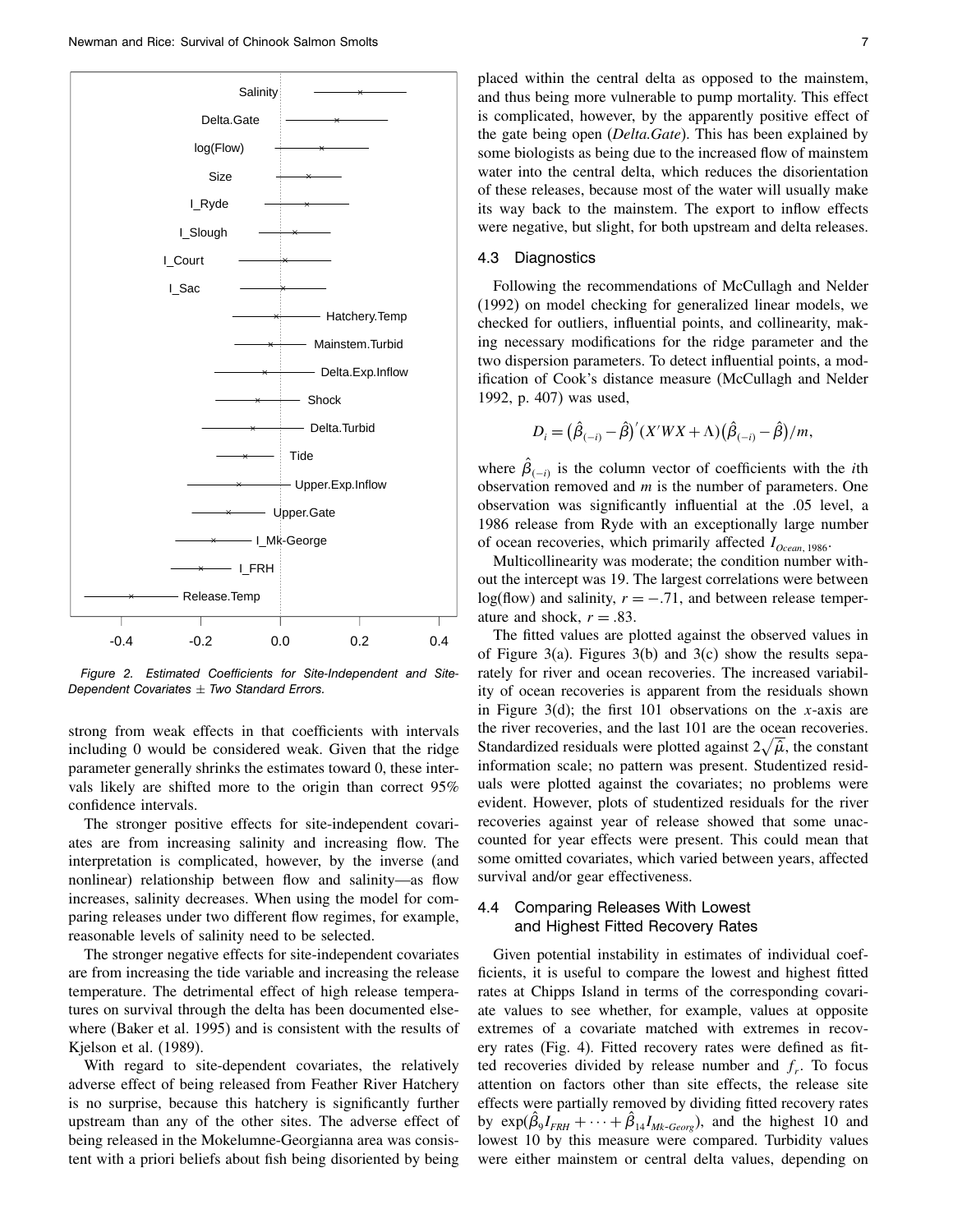Figure 2. Estimated Coefficients for Site-Independent and Site-Dependent Covariates ± Two Standard Errors.

strong from weak effects in that coefficients with intervals including 0 would be considered weak. Given that the ridge parameter generally shrinks the estimates toward 0, these intervals likely are shifted more to the origin than correct 95% confidence intervals.

The stronger positive effects for site-independent covariates are from increasing salinity and increasing flow. The interpretation is complicated, however, by the inverse (and nonlinear) relationship between flow and salinity—as flow increases, salinity decreases. When using the model for comparing releases under two different flow regimes, for example, reasonable levels of salinity need to be selected.

The stronger negative effects for site-independent covariates are from increasing the tide variable and increasing the release temperature. The detrimental effect of high release temperatures on survival through the delta has been documented elsewhere (Baker et al. 1995) and is consistent with the results of Kjelson et al. (1989).

With regard to site-dependent covariates, the relatively adverse effect of being released from Feather River Hatchery is no surprise, because this hatchery is significantly further upstream than any of the other sites. The adverse effect of being released in the Mokelumne-Georgianna area was consistent with a priori beliefs about fish being disoriented by being placed within the central delta as opposed to the mainstem, and thus being more vulnerable to pump mortality. This effect is complicated, however, by the apparently positive effect of the gate being open (*Delta.Gate*). This has been explained by some biologists as being due to the increased flow of mainstem water into the central delta, which reduces the disorientation of these releases, because most of the water will usually make its way back to the mainstem. The export to inflow effects were negative, but slight, for both upstream and delta releases.

### 4.3 Diagnostics

Following the recommendations of McCullagh and Nelder (1992) on model checking for generalized linear models, we checked for outliers, influential points, and collinearity, making necessary modifications for the ridge parameter and the two dispersion parameters. To detect influential points, a modification of Cook's distance measure (McCullagh and Nelder 1992, p. 407) was used,

$$D_i = (\hat{\beta}_{(-i)} - \hat{\beta})'(X'WX + \Lambda)(\hat{\beta}_{(-i)} - \hat{\beta})/m,$$

where $\hat{\beta}_{(-i)}$ is the column vector of coefficients with the $i$th observation removed and $m$ is the number of parameters. One observation was significantly influential at the .05 level, a 1986 release from Ryde with an exceptionally large number of ocean recoveries, which primarily affected $I_{Ocean,1986}$.

Multicollinearity was moderate; the condition number without the intercept was 19. The largest correlations were between log(flow) and salinity, $r = -.71$, and between release temperature and shock, $r = .83$.

The fitted values are plotted against the observed values in of Figure 3(a). Figures 3(b) and 3(c) show the results separately for river and ocean recoveries. The increased variability of ocean recoveries is apparent from the residuals shown in Figure 3(d); the first 101 observations on the $x$-axis are the river recoveries, and the last 101 are the ocean recoveries. Standardized residuals were plotted against $2\sqrt{\hat{\mu}}$, the constant information scale; no pattern was present. Studentized residuals were plotted against the covariates; no problems were evident. However, plots of studentized residuals for the river recoveries against year of release showed that some unaccounted for year effects were present. This could mean that some omitted covariates, which varied between years, affected survival and/or gear effectiveness.

### 4.4 Comparing Releases With Lowest and Highest Fitted Recovery Rates

Given potential instability in estimates of individual coefficients, it is useful to compare the lowest and highest fitted rates at Chipps Island in terms of the corresponding covariate values to see whether, for example, values at opposite extremes of a covariate matched with extremes in recovery rates (Fig. 4). Fitted recovery rates were defined as fitted recoveries divided by release number and $f_r$. To focus attention on factors other than site effects, the release site effects were partially removed by dividing fitted recovery rates by $\exp(\hat{\beta}_9 I_{FRH} + \cdots + \hat{\beta}_{14} I_{Mk\text{-}Georg})$, and the highest 10 and lowest 10 by this measure were compared. Turbidity values were either mainstem or central delta values, depending on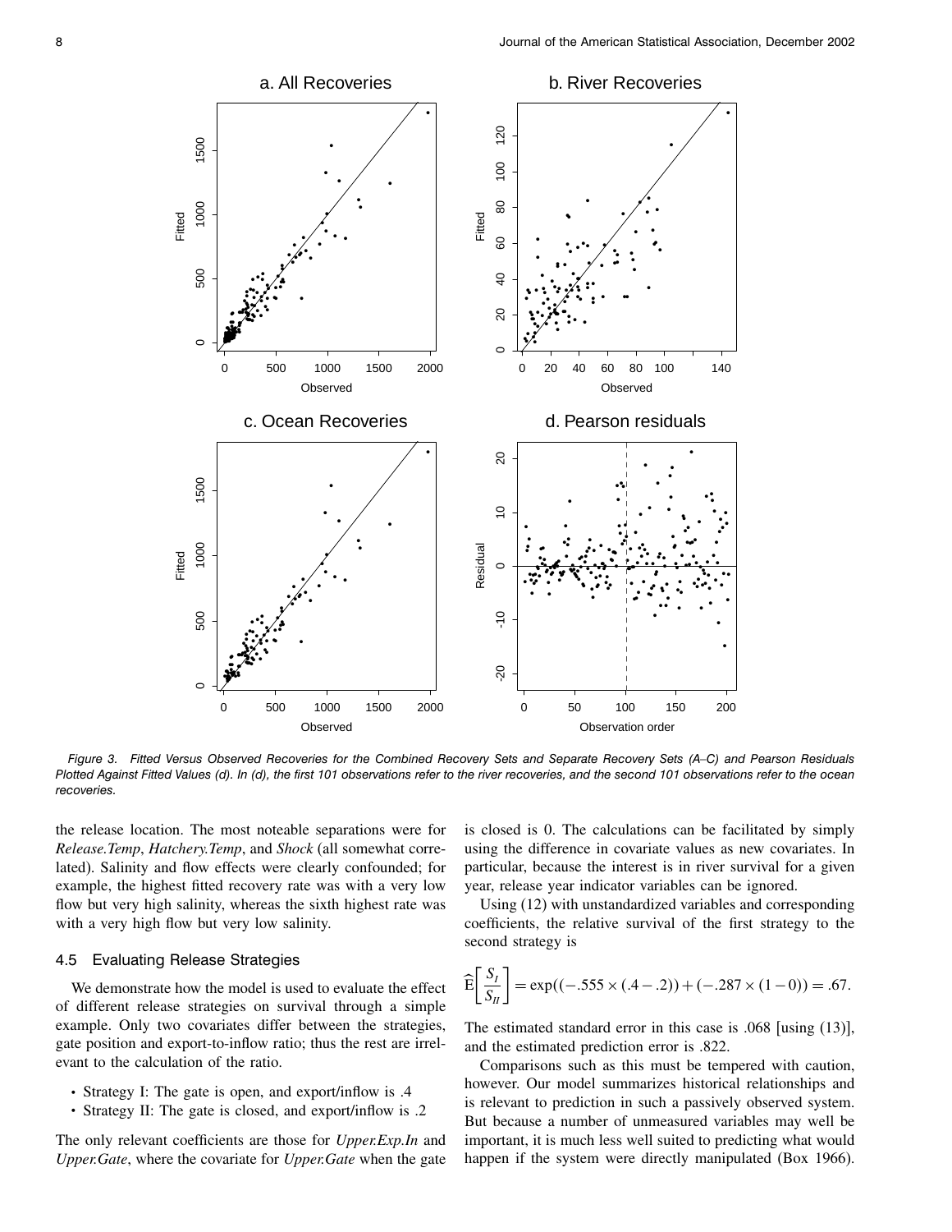Figure 3. Fitted Versus Observed Recoveries for the Combined Recovery Sets and Separate Recovery Sets (A–C) and Pearson Residuals Plotted Against Fitted Values (d). In (d), the first 101 observations refer to the river recoveries, and the second 101 observations refer to the ocean recoveries.

the release location. The most noteable separations were for *Release.Temp*, *Hatchery.Temp*, and *Shock* (all somewhat correlated). Salinity and flow effects were clearly confounded; for example, the highest fitted recovery rate was with a very low flow but very high salinity, whereas the sixth highest rate was with a very high flow but very low salinity.

### 4.5 Evaluating Release Strategies

We demonstrate how the model is used to evaluate the effect of different release strategies on survival through a simple example. Only two covariates differ between the strategies, gate position and export-to-inflow ratio; thus the rest are irrelevant to the calculation of the ratio.

- Strategy I: The gate is open, and export/inflow is .4
- Strategy II: The gate is closed, and export/inflow is .2

The only relevant coefficients are those for *Upper.Exp.In* and *Upper.Gate*, where the covariate for *Upper.Gate* when the gate is closed is 0. The calculations can be facilitated by simply using the difference in covariate values as new covariates. In particular, because the interest is in river survival for a given year, release year indicator variables can be ignored.

Using (12) with unstandardized variables and corresponding coefficients, the relative survival of the first strategy to the second strategy is

$$\widehat{\mathrm{E}}\left[\frac{S_I}{S_{II}}\right] = \exp((-.555 \times (.4 - .2)) + (-.287 \times (1 - 0)) = .67.$$

The estimated standard error in this case is .068 [using (13)], and the estimated prediction error is .822.

Comparisons such as this must be tempered with caution, however. Our model summarizes historical relationships and is relevant to prediction in such a passively observed system. But because a number of unmeasured variables may well be important, it is much less well suited to predicting what would happen if the system were directly manipulated (Box 1966).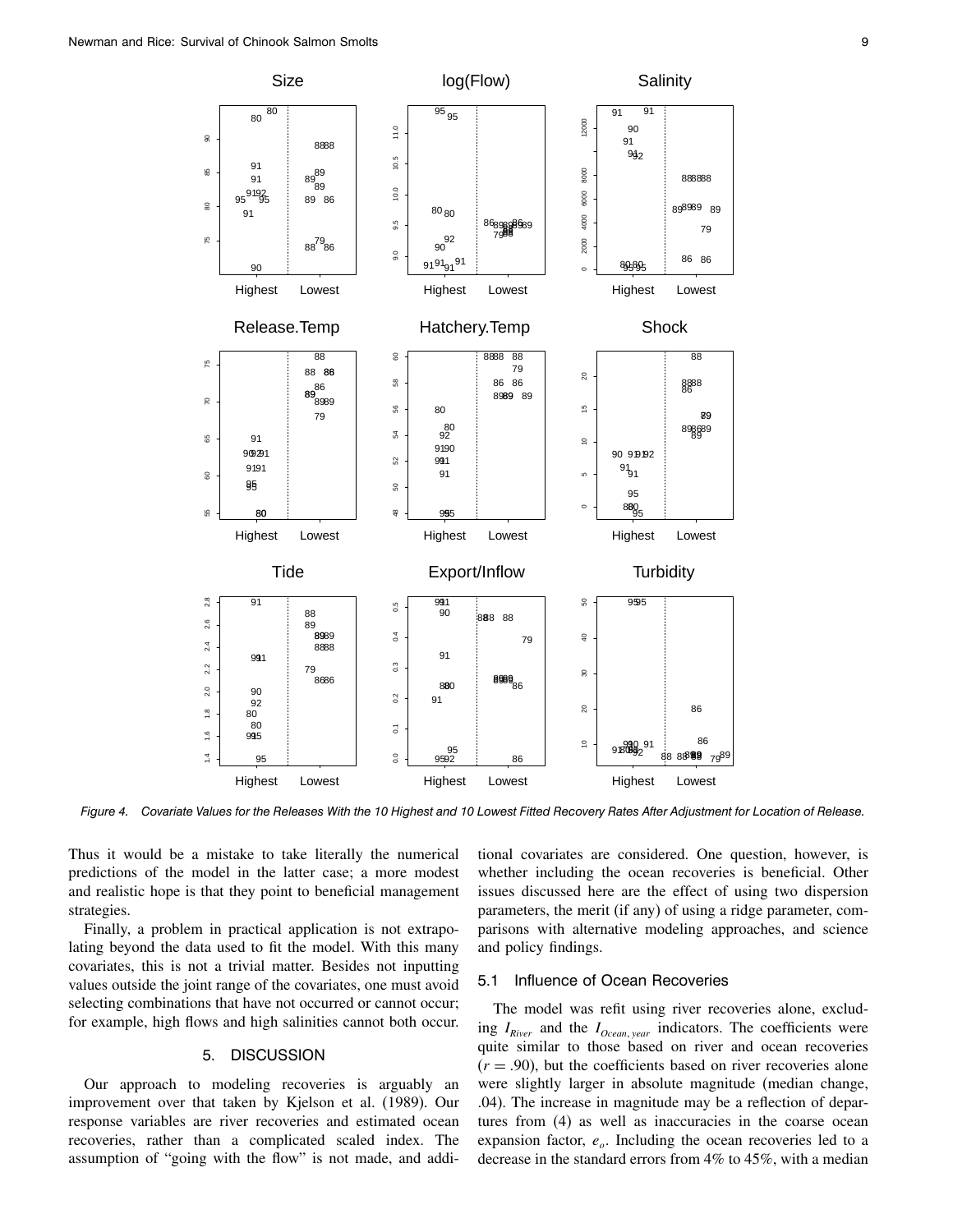*Figure 4. Covariate Values for the Releases With the 10 Highest and 10 Lowest Fitted Recovery Rates After Adjustment for Location of Release.*

Thus it would be a mistake to take literally the numerical predictions of the model in the latter case; a more modest and realistic hope is that they point to beneficial management strategies.

Finally, a problem in practical application is not extrapolating beyond the data used to fit the model. With this many covariates, this is not a trivial matter. Besides not inputting values outside the joint range of the covariates, one must avoid selecting combinations that have not occurred or cannot occur; for example, high flows and high salinities cannot both occur.

## 5. DISCUSSION

Our approach to modeling recoveries is arguably an improvement over that taken by Kjelson et al. (1989). Our response variables are river recoveries and estimated ocean recoveries, rather than a complicated scaled index. The assumption of "going with the flow" is not made, and additional covariates are considered. One question, however, is whether including the ocean recoveries is beneficial. Other issues discussed here are the effect of using two dispersion parameters, the merit (if any) of using a ridge parameter, comparisons with alternative modeling approaches, and science and policy findings.

### 5.1 Influence of Ocean Recoveries

The model was refit using river recoveries alone, excluding $I_{River}$ and the $I_{Ocean,\,year}$ indicators. The coefficients were quite similar to those based on river and ocean recoveries ($r = .90$), but the coefficients based on river recoveries alone were slightly larger in absolute magnitude (median change, .04). The increase in magnitude may be a reflection of departures from (4) as well as inaccuracies in the coarse ocean expansion factor, $e_o$. Including the ocean recoveries led to a decrease in the standard errors from 4% to 45%, with a median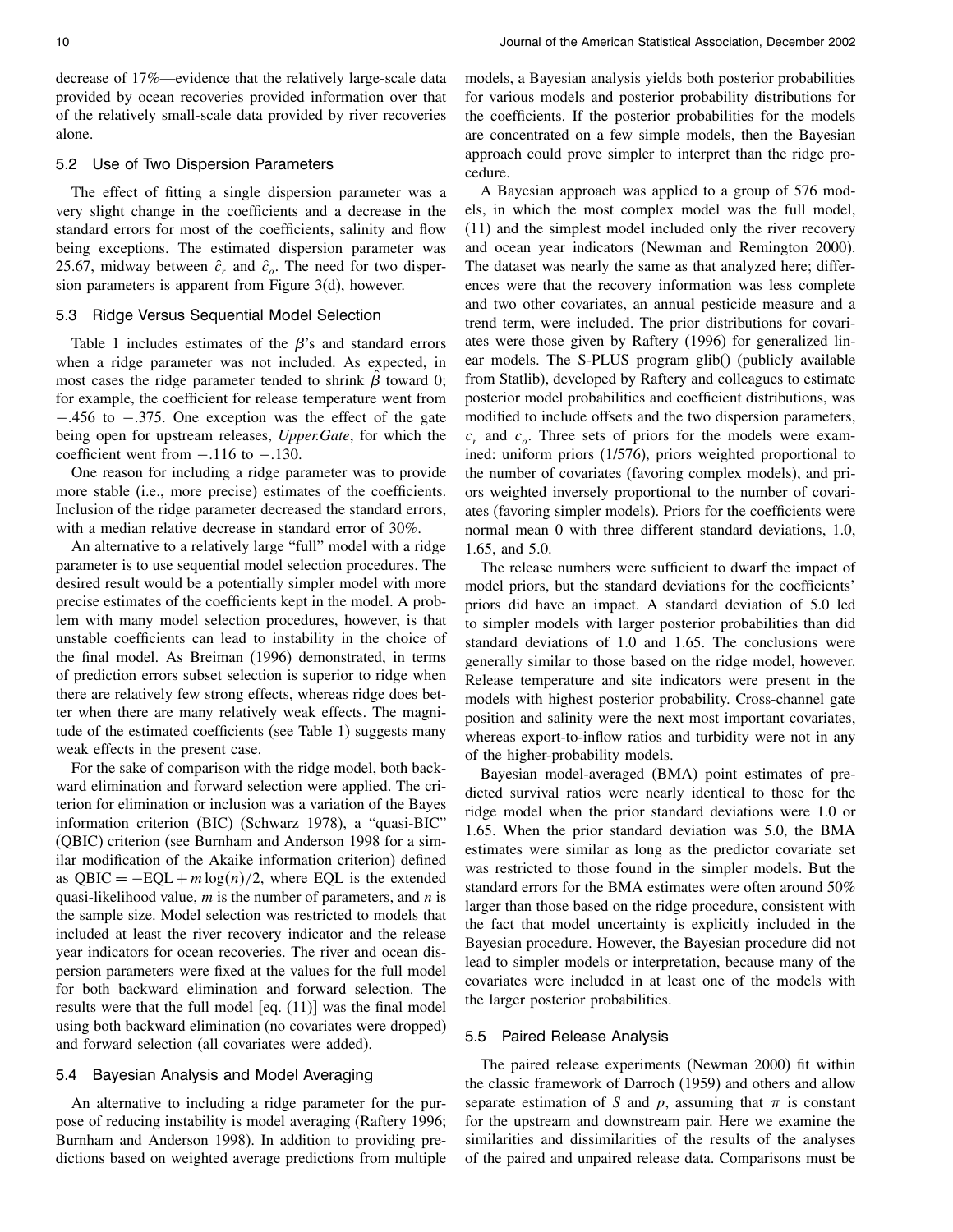decrease of 17%—evidence that the relatively large-scale data provided by ocean recoveries provided information over that of the relatively small-scale data provided by river recoveries alone.

### 5.2 Use of Two Dispersion Parameters

The effect of fitting a single dispersion parameter was a very slight change in the coefficients and a decrease in the standard errors for most of the coefficients, salinity and flow being exceptions. The estimated dispersion parameter was 25.67, midway between $\hat{c}_r$ and $\hat{c}_o$. The need for two dispersion parameters is apparent from Figure 3(d), however.

### 5.3 Ridge Versus Sequential Model Selection

Table 1 includes estimates of the $\beta$'s and standard errors when a ridge parameter was not included. As expected, in most cases the ridge parameter tended to shrink $\hat{\beta}$ toward 0; for example, the coefficient for release temperature went from $-.456$ to $-.375$. One exception was the effect of the gate being open for upstream releases, *Upper.Gate*, for which the coefficient went from $-.116$ to $-.130$.

One reason for including a ridge parameter was to provide more stable (i.e., more precise) estimates of the coefficients. Inclusion of the ridge parameter decreased the standard errors, with a median relative decrease in standard error of 30%.

An alternative to a relatively large "full" model with a ridge parameter is to use sequential model selection procedures. The desired result would be a potentially simpler model with more precise estimates of the coefficients kept in the model. A problem with many model selection procedures, however, is that unstable coefficients can lead to instability in the choice of the final model. As Breiman (1996) demonstrated, in terms of prediction errors subset selection is superior to ridge when there are relatively few strong effects, whereas ridge does better when there are many relatively weak effects. The magnitude of the estimated coefficients (see Table 1) suggests many weak effects in the present case.

For the sake of comparison with the ridge model, both backward elimination and forward selection were applied. The criterion for elimination or inclusion was a variation of the Bayes information criterion (BIC) (Schwarz 1978), a "quasi-BIC" (QBIC) criterion (see Burnham and Anderson 1998 for a similar modification of the Akaike information criterion) defined as $\text{QBIC} = -\text{EQL} + m\log(n)/2$, where EQL is the extended quasi-likelihood value, $m$ is the number of parameters, and $n$ is the sample size. Model selection was restricted to models that included at least the river recovery indicator and the release year indicators for ocean recoveries. The river and ocean dispersion parameters were fixed at the values for the full model for both backward elimination and forward selection. The results were that the full model [eq. (11)] was the final model using both backward elimination (no covariates were dropped) and forward selection (all covariates were added).

### 5.4 Bayesian Analysis and Model Averaging

An alternative to including a ridge parameter for the purpose of reducing instability is model averaging (Raftery 1996; Burnham and Anderson 1998). In addition to providing predictions based on weighted average predictions from multiple models, a Bayesian analysis yields both posterior probabilities for various models and posterior probability distributions for the coefficients. If the posterior probabilities for the models are concentrated on a few simple models, then the Bayesian approach could prove simpler to interpret than the ridge procedure.

A Bayesian approach was applied to a group of 576 models, in which the most complex model was the full model, (11) and the simplest model included only the river recovery and ocean year indicators (Newman and Remington 2000). The dataset was nearly the same as that analyzed here; differences were that the recovery information was less complete and two other covariates, an annual pesticide measure and a trend term, were included. The prior distributions for covariates were those given by Raftery (1996) for generalized linear models. The S-PLUS program glib() (publicly available from Statlib), developed by Raftery and colleagues to estimate posterior model probabilities and coefficient distributions, was modified to include offsets and the two dispersion parameters, $c_r$ and $c_o$. Three sets of priors for the models were examined: uniform priors (1/576), priors weighted proportional to the number of covariates (favoring complex models), and priors weighted inversely proportional to the number of covariates (favoring simpler models). Priors for the coefficients were normal mean 0 with three different standard deviations, 1.0, 1.65, and 5.0.

The release numbers were sufficient to dwarf the impact of model priors, but the standard deviations for the coefficients' priors did have an impact. A standard deviation of 5.0 led to simpler models with larger posterior probabilities than did standard deviations of 1.0 and 1.65. The conclusions were generally similar to those based on the ridge model, however. Release temperature and site indicators were present in the models with highest posterior probability. Cross-channel gate position and salinity were the next most important covariates, whereas export-to-inflow ratios and turbidity were not in any of the higher-probability models.

Bayesian model-averaged (BMA) point estimates of predicted survival ratios were nearly identical to those for the ridge model when the prior standard deviations were 1.0 or 1.65. When the prior standard deviation was 5.0, the BMA estimates were similar as long as the predictor covariate set was restricted to those found in the simpler models. But the standard errors for the BMA estimates were often around 50% larger than those based on the ridge procedure, consistent with the fact that model uncertainty is explicitly included in the Bayesian procedure. However, the Bayesian procedure did not lead to simpler models or interpretation, because many of the covariates were included in at least one of the models with the larger posterior probabilities.

### 5.5 Paired Release Analysis

The paired release experiments (Newman 2000) fit within the classic framework of Darroch (1959) and others and allow separate estimation of $S$ and $p$, assuming that $\pi$ is constant for the upstream and downstream pair. Here we examine the similarities and dissimilarities of the results of the analyses of the paired and unpaired release data. Comparisons must be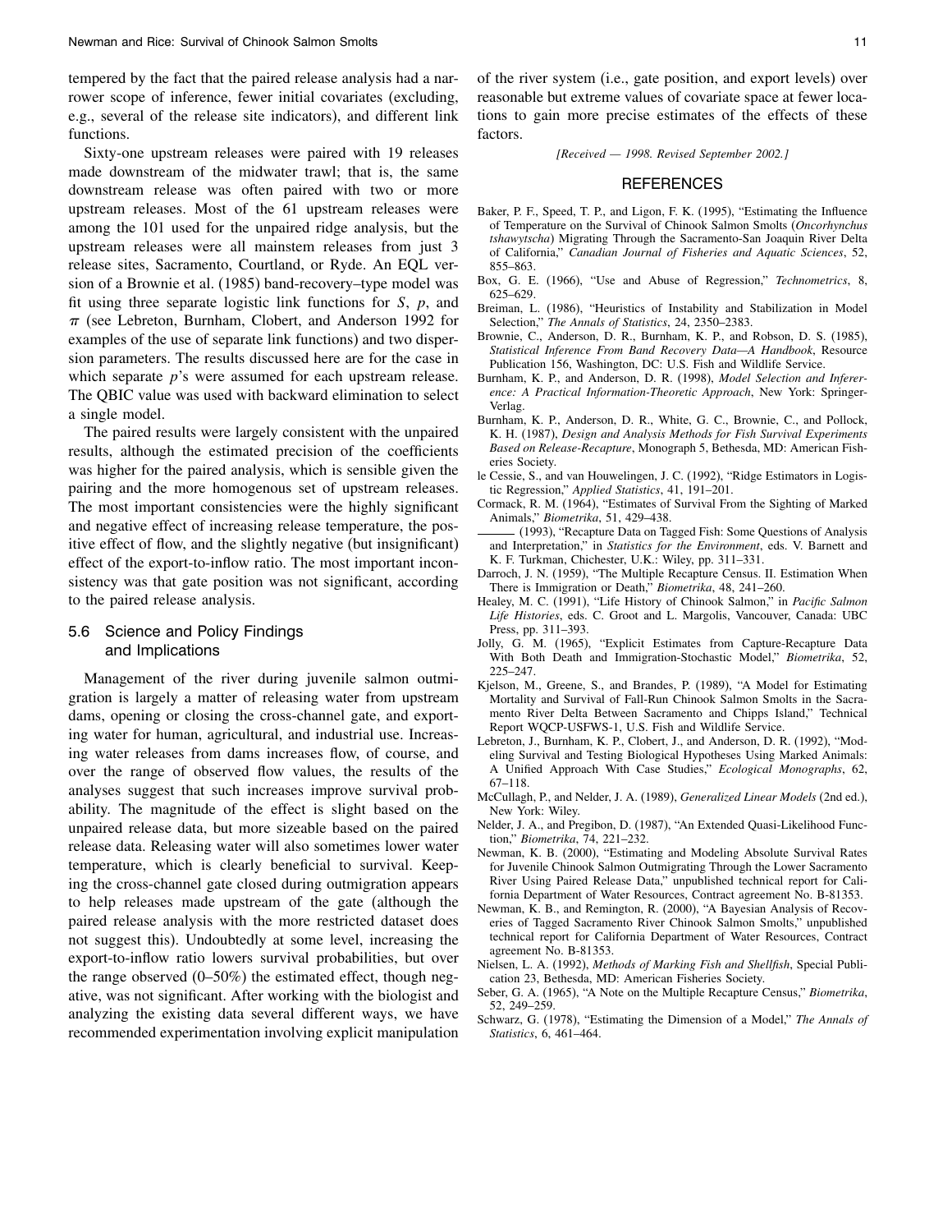tempered by the fact that the paired release analysis had a narrower scope of inference, fewer initial covariates (excluding, e.g., several of the release site indicators), and different link functions.

Sixty-one upstream releases were paired with 19 releases made downstream of the midwater trawl; that is, the same downstream release was often paired with two or more upstream releases. Most of the 61 upstream releases were among the 101 used for the unpaired ridge analysis, but the upstream releases were all mainstem releases from just 3 release sites, Sacramento, Courtland, or Ryde. An EQL version of a Brownie et al. (1985) band-recovery–type model was fit using three separate logistic link functions for $S$, $p$, and $\pi$ (see Lebreton, Burnham, Clobert, and Anderson 1992 for examples of the use of separate link functions) and two dispersion parameters. The results discussed here are for the case in which separate $p$'s were assumed for each upstream release. The QBIC value was used with backward elimination to select a single model.

The paired results were largely consistent with the unpaired results, although the estimated precision of the coefficients was higher for the paired analysis, which is sensible given the pairing and the more homogenous set of upstream releases. The most important consistencies were the highly significant and negative effect of increasing release temperature, the positive effect of flow, and the slightly negative (but insignificant) effect of the export-to-inflow ratio. The most important inconsistency was that gate position was not significant, according to the paired release analysis.

### 5.6 Science and Policy Findings and Implications

Management of the river during juvenile salmon outmigration is largely a matter of releasing water from upstream dams, opening or closing the cross-channel gate, and exporting water for human, agricultural, and industrial use. Increasing water releases from dams increases flow, of course, and over the range of observed flow values, the results of the analyses suggest that such increases improve survival probability. The magnitude of the effect is slight based on the unpaired release data, but more sizeable based on the paired release data. Releasing water will also sometimes lower water temperature, which is clearly beneficial to survival. Keeping the cross-channel gate closed during outmigration appears to help releases made upstream of the gate (although the paired release analysis with the more restricted dataset does not suggest this). Undoubtedly at some level, increasing the export-to-inflow ratio lowers survival probabilities, but over the range observed (0–50%) the estimated effect, though negative, was not significant. After working with the biologist and analyzing the existing data several different ways, we have recommended experimentation involving explicit manipulation of the river system (i.e., gate position, and export levels) over reasonable but extreme values of covariate space at fewer locations to gain more precise estimates of the effects of these factors.

*[Received — 1998. Revised September 2002.]*

## REFERENCES

Baker, P. F., Speed, T. P., and Ligon, F. K. (1995), "Estimating the Influence of Temperature on the Survival of Chinook Salmon Smolts (*Oncorhynchus tshawytscha*) Migrating Through the Sacramento-San Joaquin River Delta of California," *Canadian Journal of Fisheries and Aquatic Sciences*, 52, 855–863.

Box, G. E. (1966), "Use and Abuse of Regression," *Technometrics*, 8, 625–629.

Breiman, L. (1986), "Heuristics of Instability and Stabilization in Model Selection," *The Annals of Statistics*, 24, 2350–2383.

Brownie, C., Anderson, D. R., Burnham, K. P., and Robson, D. S. (1985), *Statistical Inference From Band Recovery Data—A Handbook*, Resource Publication 156, Washington, DC: U.S. Fish and Wildlife Service.

Burnham, K. P., and Anderson, D. R. (1998), *Model Selection and Inferernce: A Practical Information-Theoretic Approach*, New York: Springer-Verlag.

Burnham, K. P., Anderson, D. R., White, G. C., Brownie, C., and Pollock, K. H. (1987), *Design and Analysis Methods for Fish Survival Experiments Based on Release-Recapture*, Monograph 5, Bethesda, MD: American Fisheries Society.

le Cessie, S., and van Houwelingen, J. C. (1992), "Ridge Estimators in Logistic Regression," *Applied Statistics*, 41, 191–201.

Cormack, R. M. (1964), "Estimates of Survival From the Sighting of Marked Animals," *Biometrika*, 51, 429–438.

——— (1993), "Recapture Data on Tagged Fish: Some Questions of Analysis and Interpretation," in *Statistics for the Environment*, eds. V. Barnett and K. F. Turkman, Chichester, U.K.: Wiley, pp. 311–331.

Darroch, J. N. (1959), "The Multiple Recapture Census. II. Estimation When There is Immigration or Death," *Biometrika*, 48, 241–260.

Healey, M. C. (1991), "Life History of Chinook Salmon," in *Pacific Salmon Life Histories*, eds. C. Groot and L. Margolis, Vancouver, Canada: UBC Press, pp. 311–393.

Jolly, G. M. (1965), "Explicit Estimates from Capture-Recapture Data With Both Death and Immigration-Stochastic Model," *Biometrika*, 52, 225–247.

Kjelson, M., Greene, S., and Brandes, P. (1989), "A Model for Estimating Mortality and Survival of Fall-Run Chinook Salmon Smolts in the Sacramento River Delta Between Sacramento and Chipps Island," Technical Report WQCP-USFWS-1, U.S. Fish and Wildlife Service.

Lebreton, J., Burnham, K. P., Clobert, J., and Anderson, D. R. (1992), "Modeling Survival and Testing Biological Hypotheses Using Marked Animals: A Unified Approach With Case Studies," *Ecological Monographs*, 62, 67–118.

McCullagh, P., and Nelder, J. A. (1989), *Generalized Linear Models* (2nd ed.), New York: Wiley.

Nelder, J. A., and Pregibon, D. (1987), "An Extended Quasi-Likelihood Function," *Biometrika*, 74, 221–232.

Newman, K. B. (2000), "Estimating and Modeling Absolute Survival Rates for Juvenile Chinook Salmon Outmigrating Through the Lower Sacramento River Using Paired Release Data," unpublished technical report for California Department of Water Resources, Contract agreement No. B-81353.

Newman, K. B., and Remington, R. (2000), "A Bayesian Analysis of Recoveries of Tagged Sacramento River Chinook Salmon Smolts," unpublished technical report for California Department of Water Resources, Contract agreement No. B-81353.

Nielsen, L. A. (1992), *Methods of Marking Fish and Shellfish*, Special Publication 23, Bethesda, MD: American Fisheries Society.

Seber, G. A. (1965), "A Note on the Multiple Recapture Census," *Biometrika*, 52, 249–259.

Schwarz, G. (1978), "Estimating the Dimension of a Model," *The Annals of Statistics*, 6, 461–464.